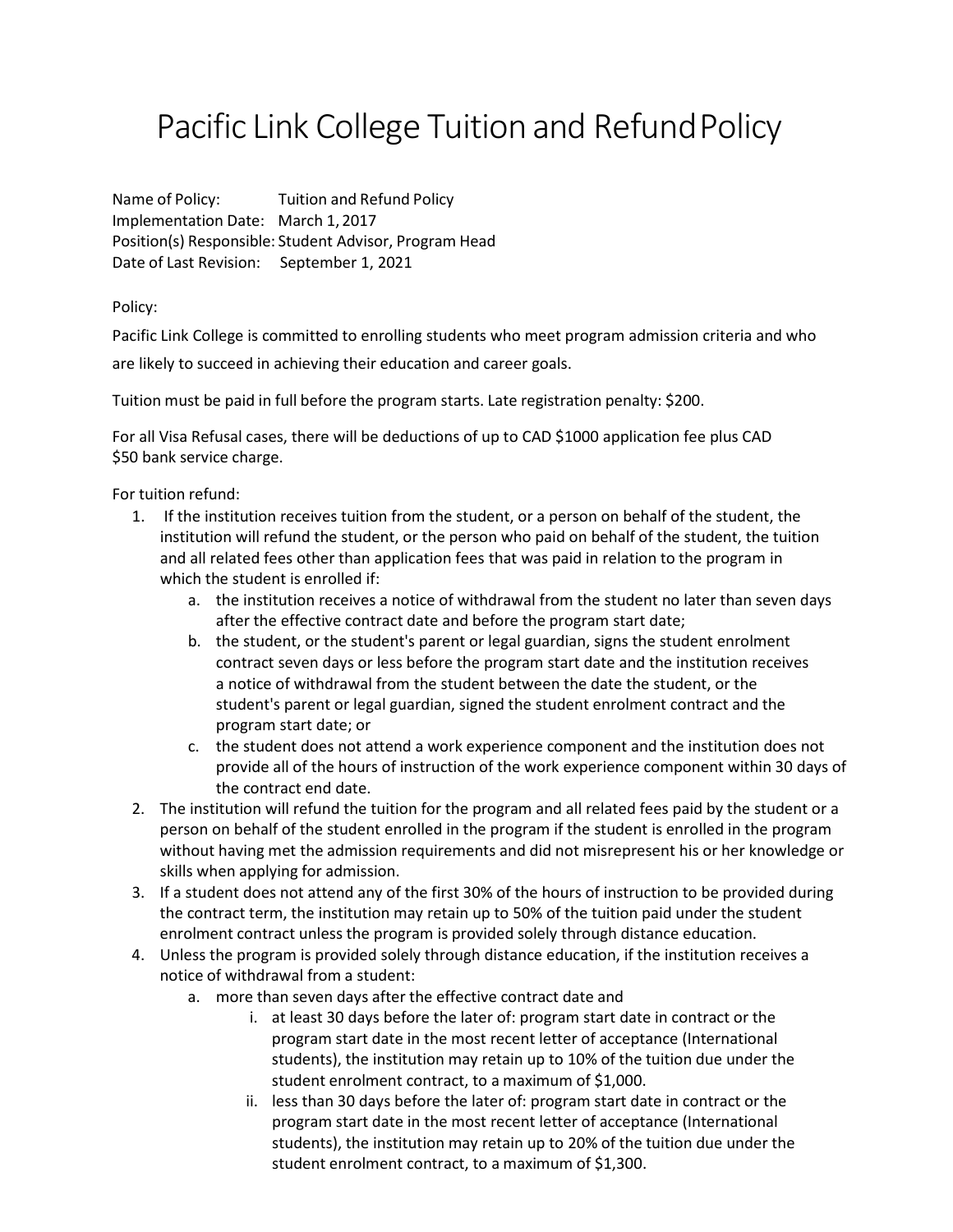# Pacific Link College Tuition and Refund Policy

Name of Policy: Tuition and Refund Policy
Implementation Date: March 1, 2017
Position(s) Responsible: Student Advisor, Program Head
Date of Last Revision: September 1, 2021

Policy:

Pacific Link College is committed to enrolling students who meet program admission criteria and who are likely to succeed in achieving their education and career goals.

Tuition must be paid in full before the program starts. Late registration penalty: $200.

For all Visa Refusal cases, there will be deductions of up to CAD $1000 application fee plus CAD $50 bank service charge.

For tuition refund:

1. If the institution receives tuition from the student, or a person on behalf of the student, the institution will refund the student, or the person who paid on behalf of the student, the tuition and all related fees other than application fees that was paid in relation to the program in which the student is enrolled if:
   a. the institution receives a notice of withdrawal from the student no later than seven days after the effective contract date and before the program start date;
   b. the student, or the student's parent or legal guardian, signs the student enrolment contract seven days or less before the program start date and the institution receives a notice of withdrawal from the student between the date the student, or the student's parent or legal guardian, signed the student enrolment contract and the program start date; or
   c. the student does not attend a work experience component and the institution does not provide all of the hours of instruction of the work experience component within 30 days of the contract end date.
2. The institution will refund the tuition for the program and all related fees paid by the student or a person on behalf of the student enrolled in the program if the student is enrolled in the program without having met the admission requirements and did not misrepresent his or her knowledge or skills when applying for admission.
3. If a student does not attend any of the first 30% of the hours of instruction to be provided during the contract term, the institution may retain up to 50% of the tuition paid under the student enrolment contract unless the program is provided solely through distance education.
4. Unless the program is provided solely through distance education, if the institution receives a notice of withdrawal from a student:
   a. more than seven days after the effective contract date and
      i. at least 30 days before the later of: program start date in contract or the program start date in the most recent letter of acceptance (International students), the institution may retain up to 10% of the tuition due under the student enrolment contract, to a maximum of $1,000.
      ii. less than 30 days before the later of: program start date in contract or the program start date in the most recent letter of acceptance (International students), the institution may retain up to 20% of the tuition due under the student enrolment contract, to a maximum of $1,300.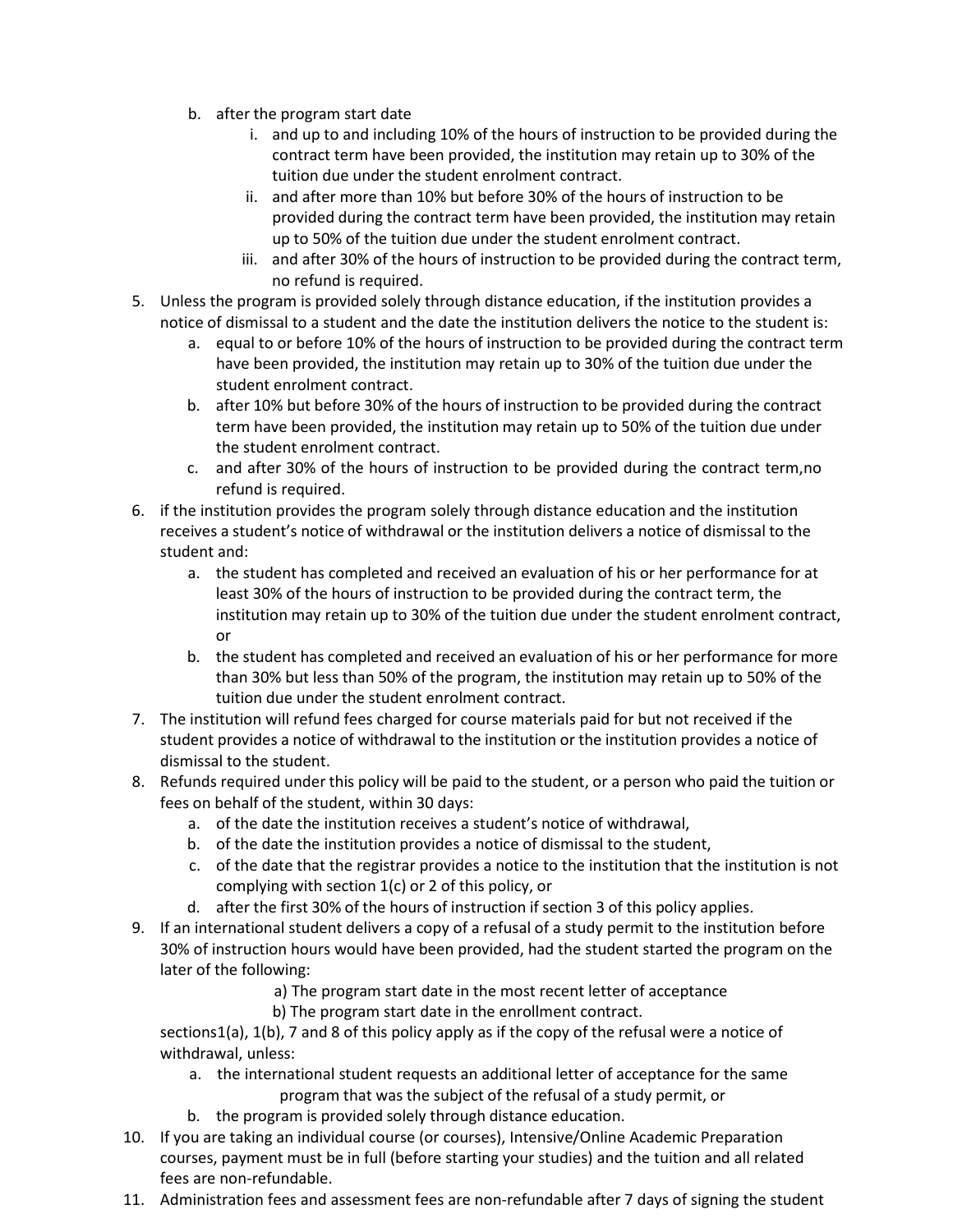b. after the program start date
      i. and up to and including 10% of the hours of instruction to be provided during the contract term have been provided, the institution may retain up to 30% of the tuition due under the student enrolment contract.
      ii. and after more than 10% but before 30% of the hours of instruction to be provided during the contract term have been provided, the institution may retain up to 50% of the tuition due under the student enrolment contract.
      iii. and after 30% of the hours of instruction to be provided during the contract term, no refund is required.

5. Unless the program is provided solely through distance education, if the institution provides a notice of dismissal to a student and the date the institution delivers the notice to the student is:
   a. equal to or before 10% of the hours of instruction to be provided during the contract term have been provided, the institution may retain up to 30% of the tuition due under the student enrolment contract.
   b. after 10% but before 30% of the hours of instruction to be provided during the contract term have been provided, the institution may retain up to 50% of the tuition due under the student enrolment contract.
   c. and after 30% of the hours of instruction to be provided during the contract term,no refund is required.
6. if the institution provides the program solely through distance education and the institution receives a student's notice of withdrawal or the institution delivers a notice of dismissal to the student and:
   a. the student has completed and received an evaluation of his or her performance for at least 30% of the hours of instruction to be provided during the contract term, the institution may retain up to 30% of the tuition due under the student enrolment contract, or
   b. the student has completed and received an evaluation of his or her performance for more than 30% but less than 50% of the program, the institution may retain up to 50% of the tuition due under the student enrolment contract.
7. The institution will refund fees charged for course materials paid for but not received if the student provides a notice of withdrawal to the institution or the institution provides a notice of dismissal to the student.
8. Refunds required under this policy will be paid to the student, or a person who paid the tuition or fees on behalf of the student, within 30 days:
   a. of the date the institution receives a student's notice of withdrawal,
   b. of the date the institution provides a notice of dismissal to the student,
   c. of the date that the registrar provides a notice to the institution that the institution is not complying with section 1(c) or 2 of this policy, or
   d. after the first 30% of the hours of instruction if section 3 of this policy applies.
9. If an international student delivers a copy of a refusal of a study permit to the institution before 30% of instruction hours would have been provided, had the student started the program on the later of the following:

   a) The program start date in the most recent letter of acceptance
   b) The program start date in the enrollment contract.

   sections1(a), 1(b), 7 and 8 of this policy apply as if the copy of the refusal were a notice of withdrawal, unless:
   a. the international student requests an additional letter of acceptance for the same program that was the subject of the refusal of a study permit, or
   b. the program is provided solely through distance education.
10. If you are taking an individual course (or courses), Intensive/Online Academic Preparation courses, payment must be in full (before starting your studies) and the tuition and all related fees are non-refundable.
11. Administration fees and assessment fees are non-refundable after 7 days of signing the student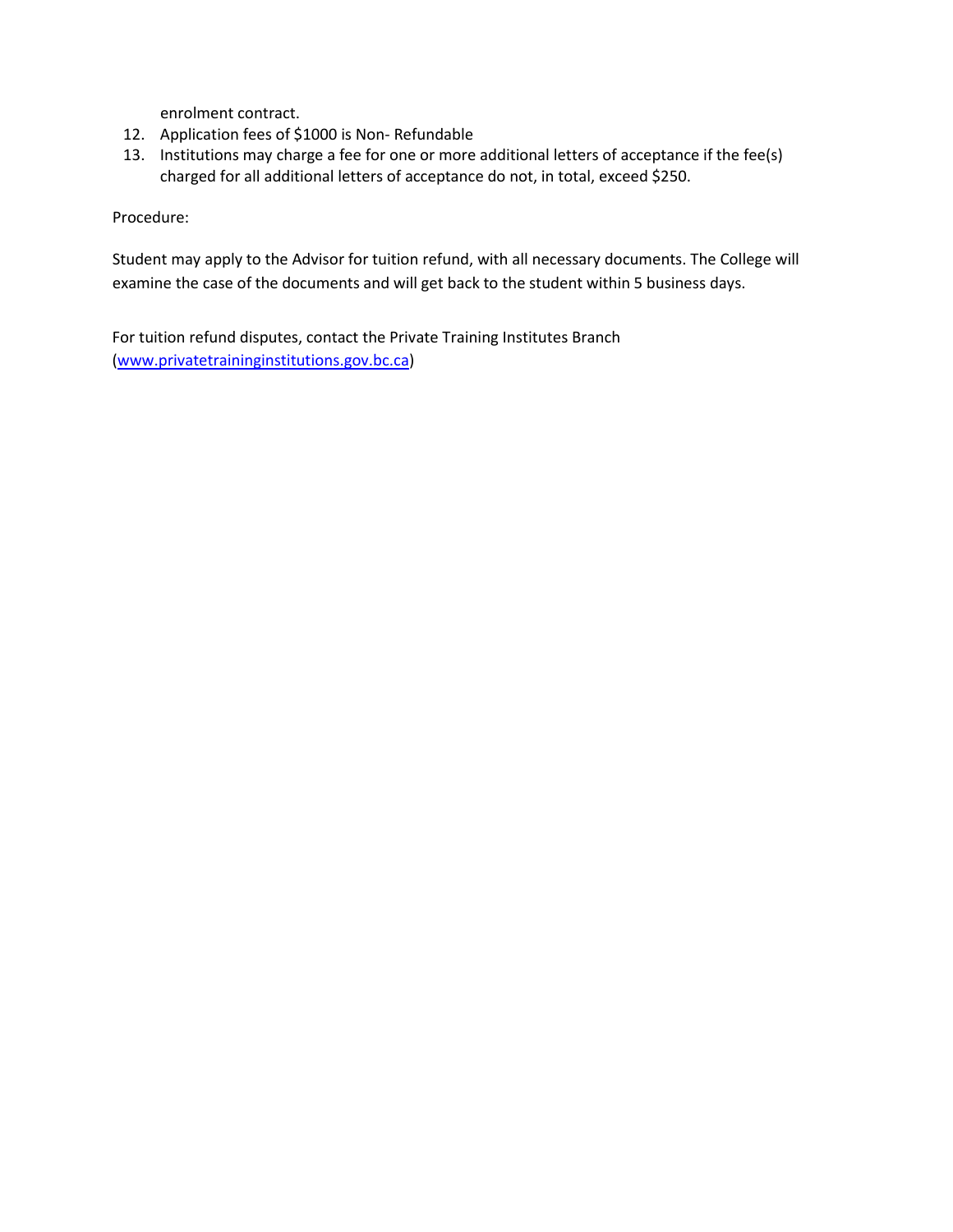enrolment contract.

12. Application fees of $1000 is Non- Refundable
13. Institutions may charge a fee for one or more additional letters of acceptance if the fee(s) charged for all additional letters of acceptance do not, in total, exceed $250.

Procedure:

Student may apply to the Advisor for tuition refund, with all necessary documents. The College will examine the case of the documents and will get back to the student within 5 business days.

For tuition refund disputes, contact the Private Training Institutes Branch ([www.privatetraininginstitutions.gov.bc.ca](http://www.privatetraininginstitutions.gov.bc.ca))